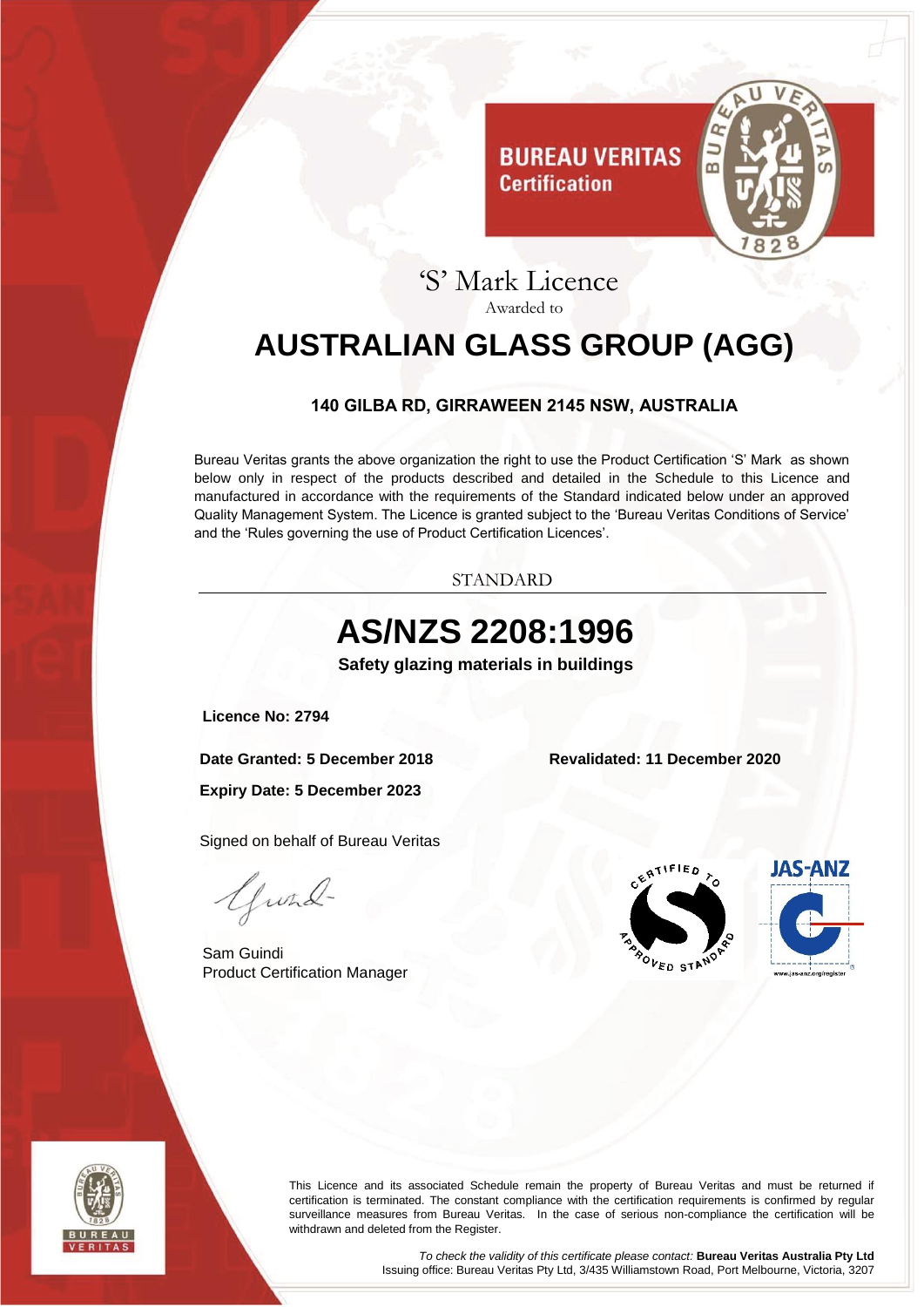BUREAU VERITAS
Certification

# 'S' Mark Licence

Awarded to

# AUSTRALIAN GLASS GROUP (AGG)

**140 GILBA RD, GIRRAWEEN 2145 NSW, AUSTRALIA**

Bureau Veritas grants the above organization the right to use the Product Certification 'S' Mark as shown below only in respect of the products described and detailed in the Schedule to this Licence and manufactured in accordance with the requirements of the Standard indicated below under an approved Quality Management System. The Licence is granted subject to the 'Bureau Veritas Conditions of Service' and the 'Rules governing the use of Product Certification Licences'.

STANDARD

## AS/NZS 2208:1996

**Safety glazing materials in buildings**

**Licence No: 2794**

**Date Granted: 5 December 2018**

**Revalidated: 11 December 2020**

**Expiry Date: 5 December 2023**

Signed on behalf of Bureau Veritas

Sam Guindi
Product Certification Manager

CERTIFIED TO APPROVED STANDARD

JAS-ANZ
www.jas-anz.org/register

This Licence and its associated Schedule remain the property of Bureau Veritas and must be returned if certification is terminated. The constant compliance with the certification requirements is confirmed by regular surveillance measures from Bureau Veritas. In the case of serious non-compliance the certification will be withdrawn and deleted from the Register.

*To check the validity of this certificate please contact:* **Bureau Veritas Australia Pty Ltd**
Issuing office: Bureau Veritas Pty Ltd, 3/435 Williamstown Road, Port Melbourne, Victoria, 3207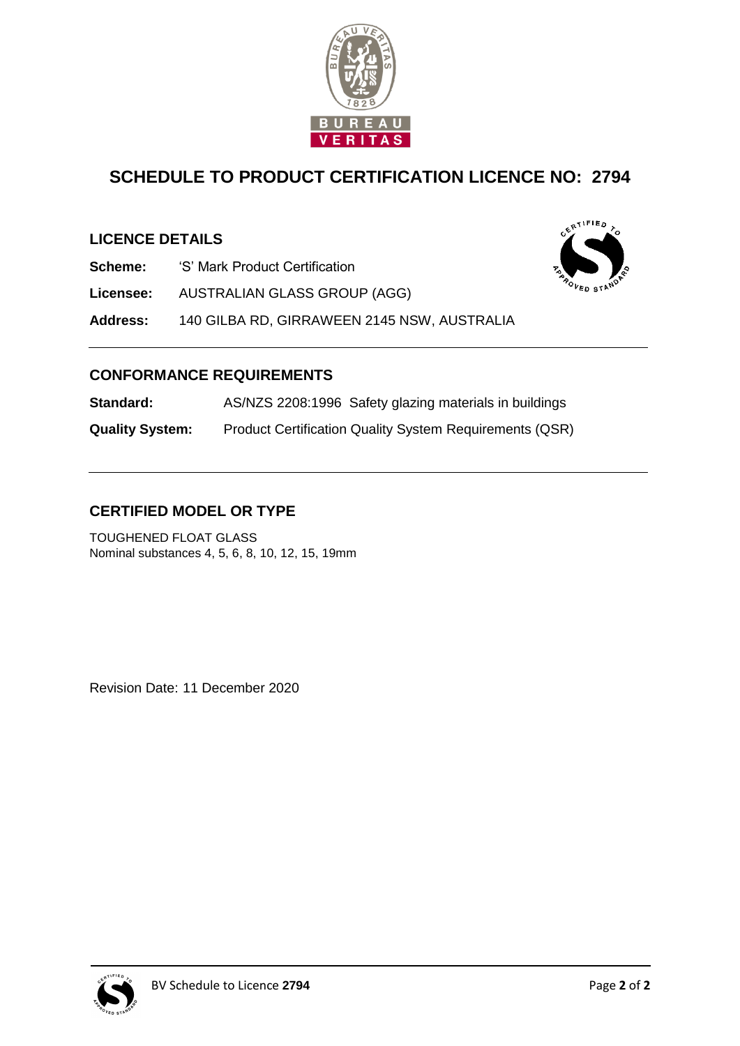# SCHEDULE TO PRODUCT CERTIFICATION LICENCE NO: 2794

## LICENCE DETAILS

**Scheme:** 'S' Mark Product Certification

**Licensee:** AUSTRALIAN GLASS GROUP (AGG)

**Address:** 140 GILBA RD, GIRRAWEEN 2145 NSW, AUSTRALIA

---

## CONFORMANCE REQUIREMENTS

**Standard:** AS/NZS 2208:1996 Safety glazing materials in buildings

**Quality System:** Product Certification Quality System Requirements (QSR)

---

## CERTIFIED MODEL OR TYPE

TOUGHENED FLOAT GLASS
Nominal substances 4, 5, 6, 8, 10, 12, 15, 19mm

Revision Date: 11 December 2020